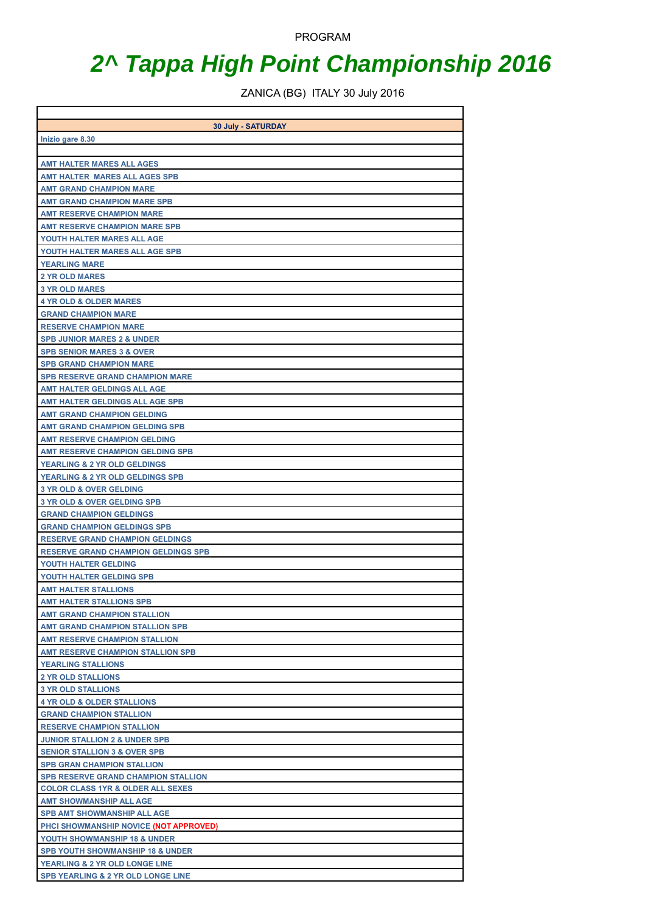PROGRAM

# 2^ Tappa High Point Championship 2016

ZANICA (BG) ITALY 30 July 2016

| 30 July - SATURDAY |
|---|
| Inizio gare 8.30 |
| |
| AMT HALTER MARES ALL AGES |
| AMT HALTER  MARES ALL AGES SPB |
| AMT GRAND CHAMPION MARE |
| AMT GRAND CHAMPION MARE SPB |
| AMT RESERVE CHAMPION MARE |
| AMT RESERVE CHAMPION MARE SPB |
| YOUTH HALTER MARES ALL AGE |
| YOUTH HALTER MARES ALL AGE SPB |
| YEARLING MARE |
| 2 YR OLD MARES |
| 3 YR OLD MARES |
| 4 YR OLD & OLDER MARES |
| GRAND CHAMPION MARE |
| RESERVE CHAMPION MARE |
| SPB JUNIOR MARES 2 & UNDER |
| SPB SENIOR MARES 3 & OVER |
| SPB GRAND CHAMPION MARE |
| SPB RESERVE GRAND CHAMPION MARE |
| AMT HALTER GELDINGS ALL AGE |
| AMT HALTER GELDINGS ALL AGE SPB |
| AMT GRAND CHAMPION GELDING |
| AMT GRAND CHAMPION GELDING SPB |
| AMT RESERVE CHAMPION GELDING |
| AMT RESERVE CHAMPION GELDING SPB |
| YEARLING & 2 YR OLD GELDINGS |
| YEARLING & 2 YR OLD GELDINGS SPB |
| 3 YR OLD & OVER GELDING |
| 3 YR OLD & OVER GELDING SPB |
| GRAND CHAMPION GELDINGS |
| GRAND CHAMPION GELDINGS SPB |
| RESERVE GRAND CHAMPION GELDINGS |
| RESERVE GRAND CHAMPION GELDINGS SPB |
| YOUTH HALTER GELDING |
| YOUTH HALTER GELDING SPB |
| AMT HALTER STALLIONS |
| AMT HALTER STALLIONS SPB |
| AMT GRAND CHAMPION STALLION |
| AMT GRAND CHAMPION STALLION SPB |
| AMT RESERVE CHAMPION STALLION |
| AMT RESERVE CHAMPION STALLION SPB |
| YEARLING STALLIONS |
| 2 YR OLD STALLIONS |
| 3 YR OLD STALLIONS |
| 4 YR OLD & OLDER STALLIONS |
| GRAND CHAMPION STALLION |
| RESERVE CHAMPION STALLION |
| JUNIOR STALLION 2 & UNDER SPB |
| SENIOR STALLION 3 & OVER SPB |
| SPB GRAN CHAMPION STALLION |
| SPB RESERVE GRAND CHAMPION STALLION |
| COLOR CLASS 1YR & OLDER ALL SEXES |
| AMT SHOWMANSHIP ALL AGE |
| SPB AMT SHOWMANSHIP ALL AGE |
| PHCI SHOWMANSHIP NOVICE (NOT APPROVED) |
| YOUTH SHOWMANSHIP 18 & UNDER |
| SPB YOUTH SHOWMANSHIP 18 & UNDER |
| YEARLING & 2 YR OLD LONGE LINE |
| SPB YEARLING & 2 YR OLD LONGE LINE |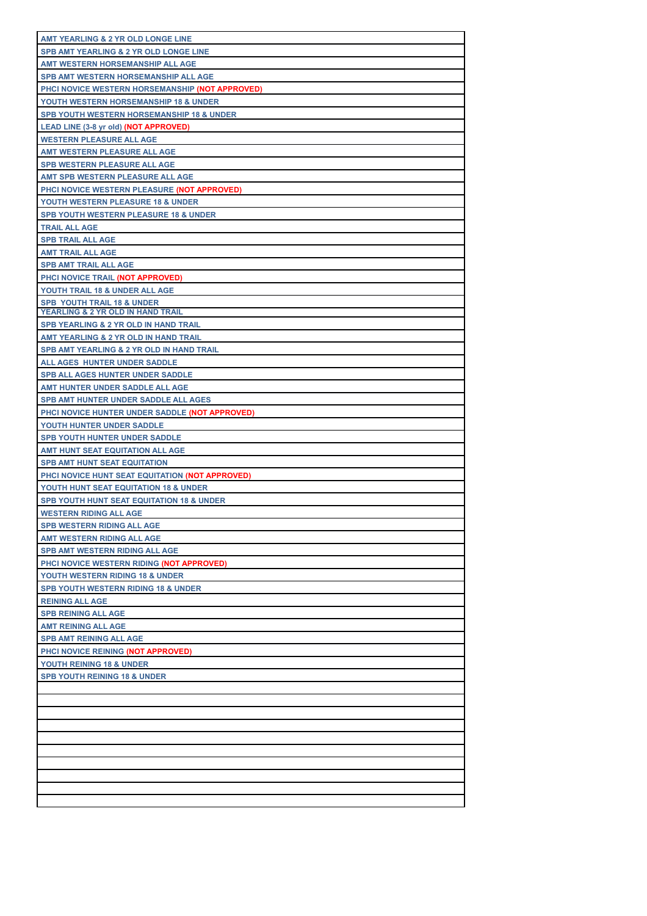| |
|---|
| AMT YEARLING & 2 YR OLD LONGE LINE |
| SPB AMT YEARLING & 2 YR OLD LONGE LINE |
| AMT WESTERN HORSEMANSHIP ALL AGE |
| SPB AMT WESTERN HORSEMANSHIP ALL AGE |
| PHCI NOVICE WESTERN HORSEMANSHIP (NOT APPROVED) |
| YOUTH WESTERN HORSEMANSHIP 18 & UNDER |
| SPB YOUTH WESTERN HORSEMANSHIP 18 & UNDER |
| LEAD LINE (3-8 yr old) (NOT APPROVED) |
| WESTERN PLEASURE ALL AGE |
| AMT WESTERN PLEASURE ALL AGE |
| SPB WESTERN PLEASURE ALL AGE |
| AMT SPB WESTERN PLEASURE ALL AGE |
| PHCI NOVICE WESTERN PLEASURE (NOT APPROVED) |
| YOUTH WESTERN PLEASURE 18 & UNDER |
| SPB YOUTH WESTERN PLEASURE 18 & UNDER |
| TRAIL ALL AGE |
| SPB TRAIL ALL AGE |
| AMT TRAIL ALL AGE |
| SPB AMT TRAIL ALL AGE |
| PHCI NOVICE TRAIL (NOT APPROVED) |
| YOUTH TRAIL 18 & UNDER ALL AGE |
| SPB YOUTH TRAIL 18 & UNDER |
| YEARLING & 2 YR OLD IN HAND TRAIL |
| SPB YEARLING & 2 YR OLD IN HAND TRAIL |
| AMT YEARLING & 2 YR OLD IN HAND TRAIL |
| SPB AMT YEARLING & 2 YR OLD IN HAND TRAIL |
| ALL AGES HUNTER UNDER SADDLE |
| SPB ALL AGES HUNTER UNDER SADDLE |
| AMT HUNTER UNDER SADDLE ALL AGE |
| SPB AMT HUNTER UNDER SADDLE ALL AGES |
| PHCI NOVICE HUNTER UNDER SADDLE (NOT APPROVED) |
| YOUTH HUNTER UNDER SADDLE |
| SPB YOUTH HUNTER UNDER SADDLE |
| AMT HUNT SEAT EQUITATION ALL AGE |
| SPB AMT HUNT SEAT EQUITATION |
| PHCI NOVICE HUNT SEAT EQUITATION (NOT APPROVED) |
| YOUTH HUNT SEAT EQUITATION 18 & UNDER |
| SPB YOUTH HUNT SEAT EQUITATION 18 & UNDER |
| WESTERN RIDING ALL AGE |
| SPB WESTERN RIDING ALL AGE |
| AMT WESTERN RIDING ALL AGE |
| SPB AMT WESTERN RIDING ALL AGE |
| PHCI NOVICE WESTERN RIDING (NOT APPROVED) |
| YOUTH WESTERN RIDING 18 & UNDER |
| SPB YOUTH WESTERN RIDING 18 & UNDER |
| REINING ALL AGE |
| SPB REINING ALL AGE |
| AMT REINING ALL AGE |
| SPB AMT REINING ALL AGE |
| PHCI NOVICE REINING (NOT APPROVED) |
| YOUTH REINING 18 & UNDER |
| SPB YOUTH REINING 18 & UNDER |
| |
| |
| |
| |
| |
| |
| |
| |
| |
| |